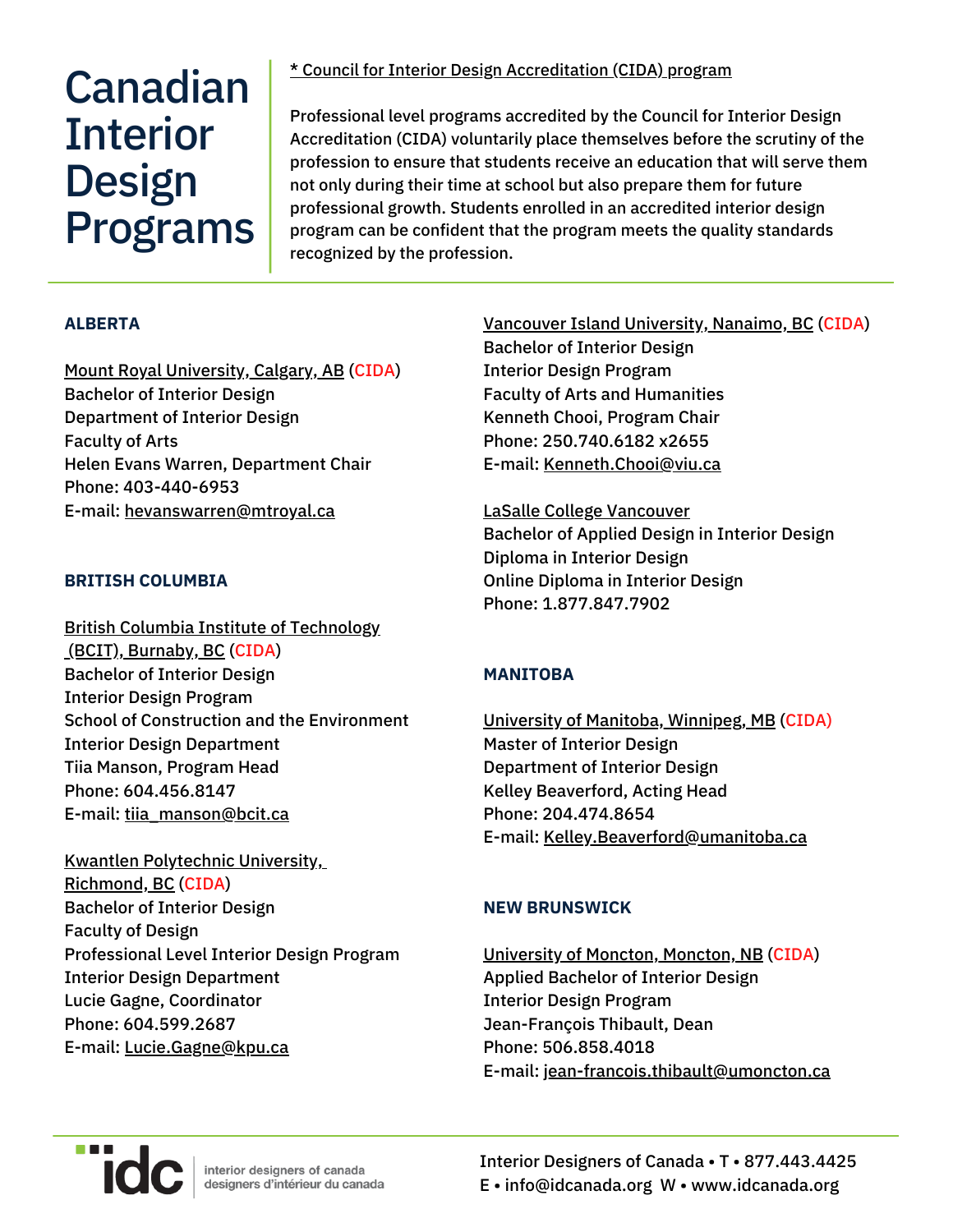# Canadian Interior Design Programs

* Council for Interior Design Accreditation (CIDA) program

Professional level programs accredited by the Council for Interior Design Accreditation (CIDA) voluntarily place themselves before the scrutiny of the profession to ensure that students receive an education that will serve them not only during their time at school but also prepare them for future professional growth. Students enrolled in an accredited interior design program can be confident that the program meets the quality standards recognized by the profession.

## ALBERTA

Mount Royal University, Calgary, AB (CIDA)
Bachelor of Interior Design
Department of Interior Design
Faculty of Arts
Helen Evans Warren, Department Chair
Phone: 403-440-6953
E-mail: hevanswarren@mtroyal.ca

## BRITISH COLUMBIA

British Columbia Institute of Technology (BCIT), Burnaby, BC (CIDA)
Bachelor of Interior Design
Interior Design Program
School of Construction and the Environment
Interior Design Department
Tiia Manson, Program Head
Phone: 604.456.8147
E-mail: tiia_manson@bcit.ca

Kwantlen Polytechnic University, Richmond, BC (CIDA)
Bachelor of Interior Design
Faculty of Design
Professional Level Interior Design Program
Interior Design Department
Lucie Gagne, Coordinator
Phone: 604.599.2687
E-mail: Lucie.Gagne@kpu.ca

Vancouver Island University, Nanaimo, BC (CIDA)
Bachelor of Interior Design
Interior Design Program
Faculty of Arts and Humanities
Kenneth Chooi, Program Chair
Phone: 250.740.6182 x2655
E-mail: Kenneth.Chooi@viu.ca

LaSalle College Vancouver
Bachelor of Applied Design in Interior Design
Diploma in Interior Design
Online Diploma in Interior Design
Phone: 1.877.847.7902

## MANITOBA

University of Manitoba, Winnipeg, MB (CIDA)
Master of Interior Design
Department of Interior Design
Kelley Beaverford, Acting Head
Phone: 204.474.8654
E-mail: Kelley.Beaverford@umanitoba.ca

## NEW BRUNSWICK

University of Moncton, Moncton, NB (CIDA)
Applied Bachelor of Interior Design
Interior Design Program
Jean-François Thibault, Dean
Phone: 506.858.4018
E-mail: jean-francois.thibault@umoncton.ca

idc interior designers of canada / designers d'intérieur du canada

Interior Designers of Canada • T • 877.443.4425
E • info@idcanada.org W • www.idcanada.org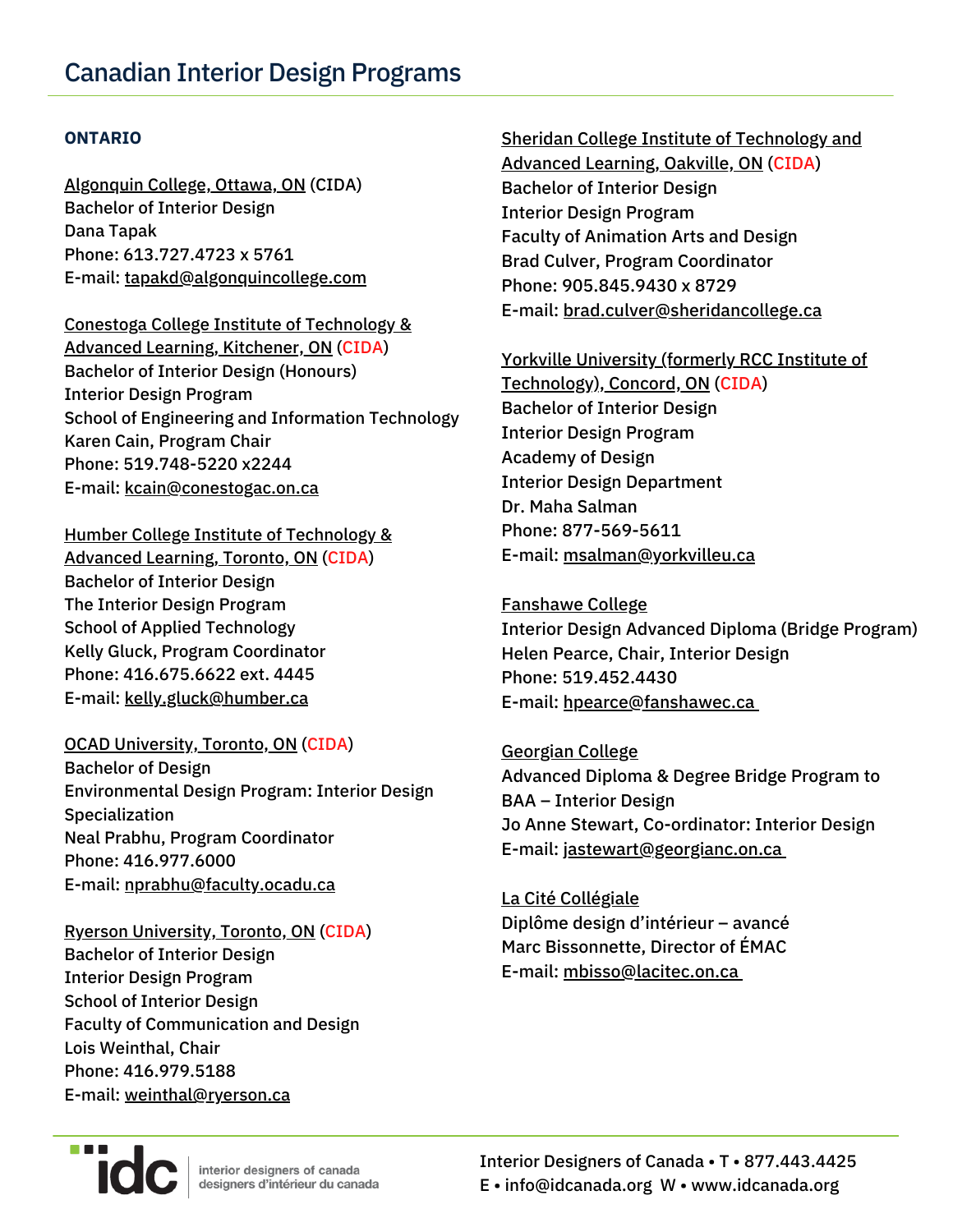# Canadian Interior Design Programs

**ONTARIO**

Algonquin College, Ottawa, ON (CIDA)
Bachelor of Interior Design
Dana Tapak
Phone: 613.727.4723 x 5761
E-mail: tapakd@algonquincollege.com

Conestoga College Institute of Technology & Advanced Learning, Kitchener, ON (CIDA)
Bachelor of Interior Design (Honours)
Interior Design Program
School of Engineering and Information Technology
Karen Cain, Program Chair
Phone: 519.748-5220 x2244
E-mail: kcain@conestogac.on.ca

Humber College Institute of Technology & Advanced Learning, Toronto, ON (CIDA)
Bachelor of Interior Design
The Interior Design Program
School of Applied Technology
Kelly Gluck, Program Coordinator
Phone: 416.675.6622 ext. 4445
E-mail: kelly.gluck@humber.ca

OCAD University, Toronto, ON (CIDA)
Bachelor of Design
Environmental Design Program: Interior Design Specialization
Neal Prabhu, Program Coordinator
Phone: 416.977.6000
E-mail: nprabhu@faculty.ocadu.ca

Ryerson University, Toronto, ON (CIDA)
Bachelor of Interior Design
Interior Design Program
School of Interior Design
Faculty of Communication and Design
Lois Weinthal, Chair
Phone: 416.979.5188
E-mail: weinthal@ryerson.ca

Sheridan College Institute of Technology and Advanced Learning, Oakville, ON (CIDA)
Bachelor of Interior Design
Interior Design Program
Faculty of Animation Arts and Design
Brad Culver, Program Coordinator
Phone: 905.845.9430 x 8729
E-mail: brad.culver@sheridancollege.ca

Yorkville University (formerly RCC Institute of Technology), Concord, ON (CIDA)
Bachelor of Interior Design
Interior Design Program
Academy of Design
Interior Design Department
Dr. Maha Salman
Phone: 877-569-5611
E-mail: msalman@yorkvilleu.ca

Fanshawe College
Interior Design Advanced Diploma (Bridge Program)
Helen Pearce, Chair, Interior Design
Phone: 519.452.4430
E-mail: hpearce@fanshawec.ca

Georgian College
Advanced Diploma & Degree Bridge Program to BAA – Interior Design
Jo Anne Stewart, Co-ordinator: Interior Design
E-mail: jastewart@georgianc.on.ca

La Cité Collégiale
Diplôme design d'intérieur – avancé
Marc Bissonnette, Director of ÉMAC
E-mail: mbisso@lacitec.on.ca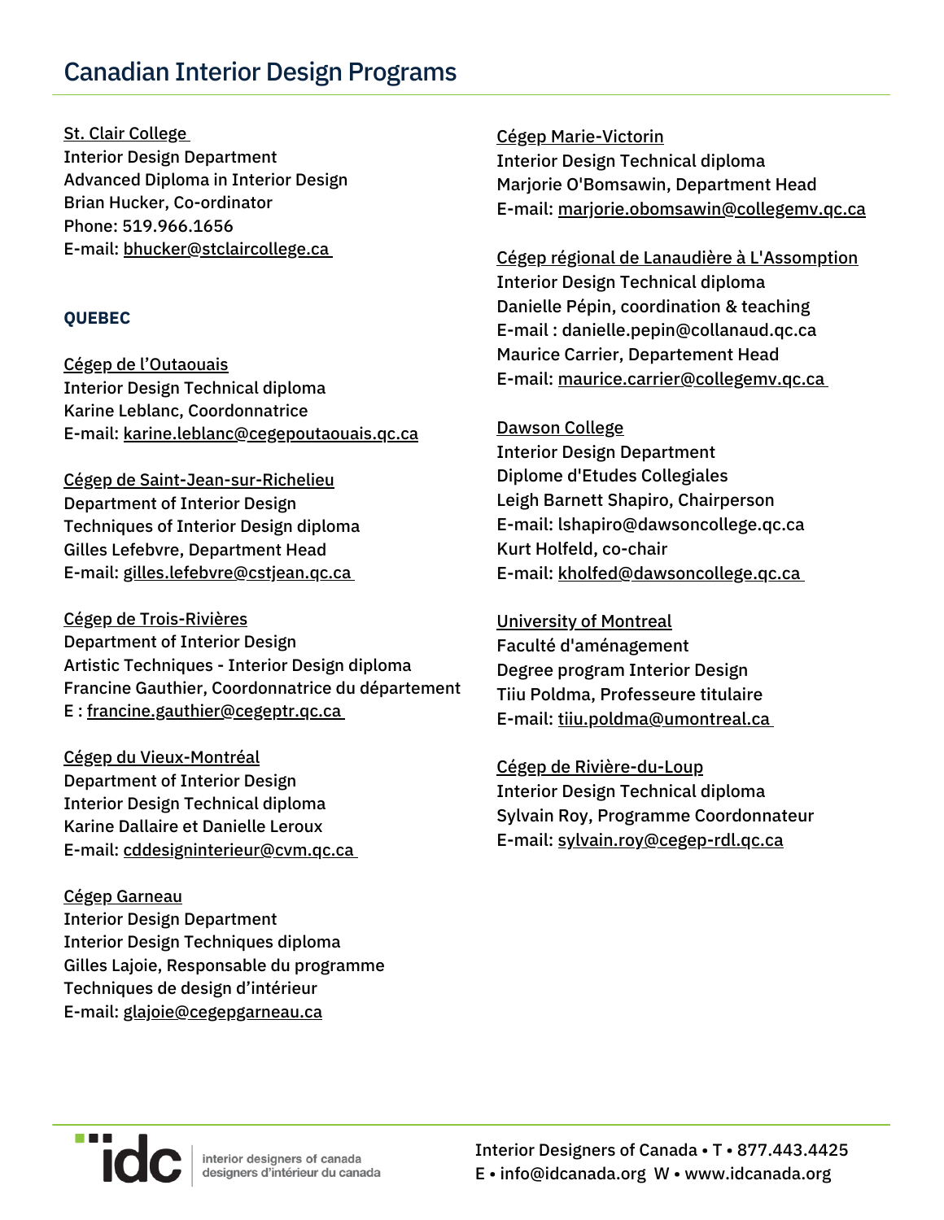# Canadian Interior Design Programs

St. Clair College
Interior Design Department
Advanced Diploma in Interior Design
Brian Hucker, Co-ordinator
Phone: 519.966.1656
E-mail: bhucker@stclaircollege.ca

**QUEBEC**

Cégep de l'Outaouais
Interior Design Technical diploma
Karine Leblanc, Coordonnatrice
E-mail: karine.leblanc@cegepoutaouais.qc.ca

Cégep de Saint-Jean-sur-Richelieu
Department of Interior Design
Techniques of Interior Design diploma
Gilles Lefebvre, Department Head
E-mail: gilles.lefebvre@cstjean.qc.ca

Cégep de Trois-Rivières
Department of Interior Design
Artistic Techniques - Interior Design diploma
Francine Gauthier, Coordonnatrice du département
E : francine.gauthier@cegeptr.qc.ca

Cégep du Vieux-Montréal
Department of Interior Design
Interior Design Technical diploma
Karine Dallaire et Danielle Leroux
E-mail: cddesigninterieur@cvm.qc.ca

Cégep Garneau
Interior Design Department
Interior Design Techniques diploma
Gilles Lajoie, Responsable du programme
Techniques de design d'intérieur
E-mail: glajoie@cegepgarneau.ca

Cégep Marie-Victorin
Interior Design Technical diploma
Marjorie O'Bomsawin, Department Head
E-mail: marjorie.obomsawin@collegemv.qc.ca

Cégep régional de Lanaudière à L'Assomption
Interior Design Technical diploma
Danielle Pépin, coordination & teaching
E-mail : danielle.pepin@collanaud.qc.ca
Maurice Carrier, Departement Head
E-mail: maurice.carrier@collegemv.qc.ca

Dawson College
Interior Design Department
Diplome d'Etudes Collegiales
Leigh Barnett Shapiro, Chairperson
E-mail: lshapiro@dawsoncollege.qc.ca
Kurt Holfeld, co-chair
E-mail: kholfed@dawsoncollege.qc.ca

University of Montreal
Faculté d'aménagement
Degree program Interior Design
Tiiu Poldma, Professeure titulaire
E-mail: tiiu.poldma@umontreal.ca

Cégep de Rivière-du-Loup
Interior Design Technical diploma
Sylvain Roy, Programme Coordonnateur
E-mail: sylvain.roy@cegep-rdl.qc.ca